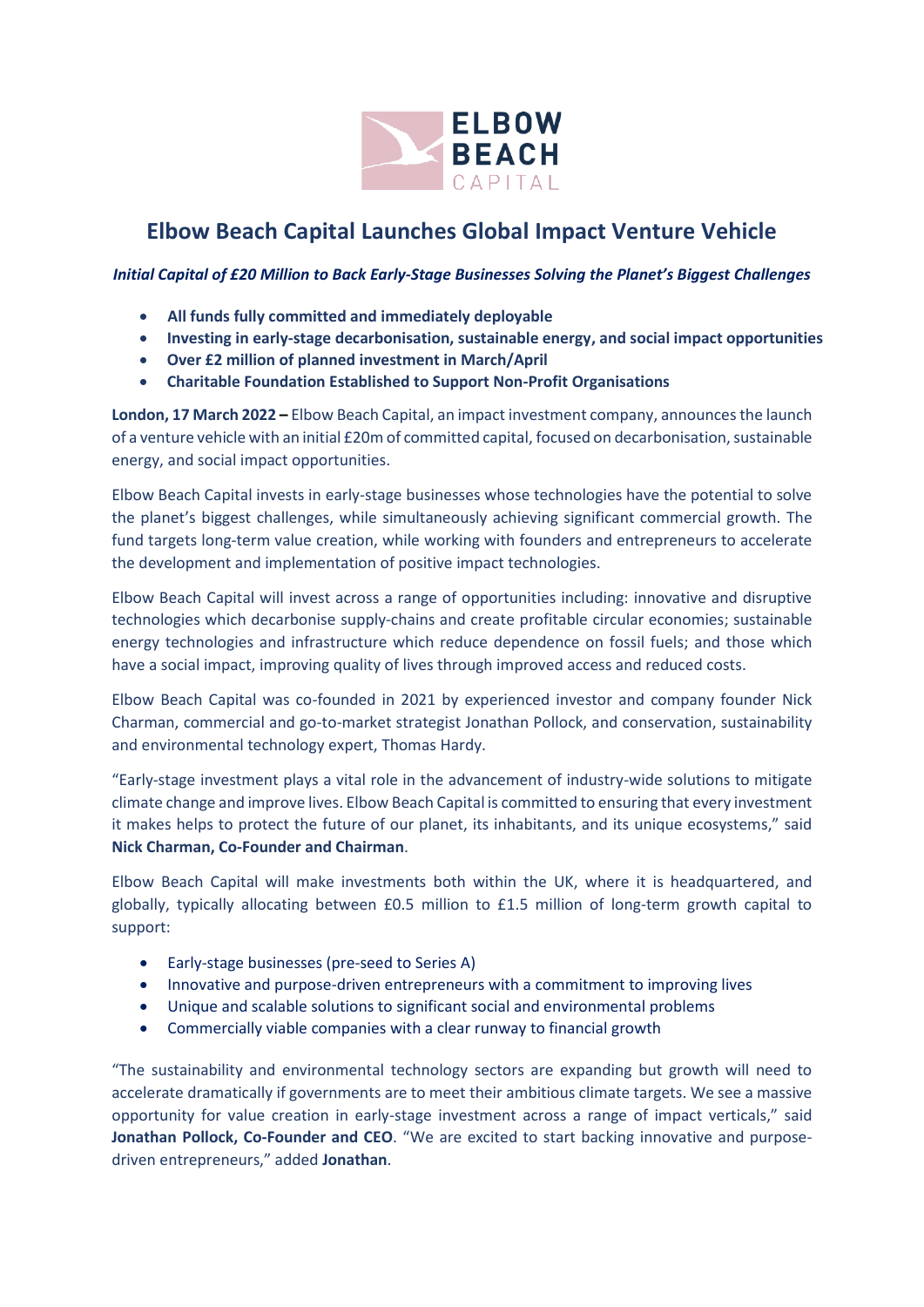# Elbow Beach Capital Launches Global Impact Venture Vehicle

***Initial Capital of £20 Million to Back Early-Stage Businesses Solving the Planet's Biggest Challenges***

- **All funds fully committed and immediately deployable**
- **Investing in early-stage decarbonisation, sustainable energy, and social impact opportunities**
- **Over £2 million of planned investment in March/April**
- **Charitable Foundation Established to Support Non-Profit Organisations**

**London, 17 March 2022 –** Elbow Beach Capital, an impact investment company, announces the launch of a venture vehicle with an initial £20m of committed capital, focused on decarbonisation, sustainable energy, and social impact opportunities.

Elbow Beach Capital invests in early-stage businesses whose technologies have the potential to solve the planet's biggest challenges, while simultaneously achieving significant commercial growth. The fund targets long-term value creation, while working with founders and entrepreneurs to accelerate the development and implementation of positive impact technologies.

Elbow Beach Capital will invest across a range of opportunities including: innovative and disruptive technologies which decarbonise supply-chains and create profitable circular economies; sustainable energy technologies and infrastructure which reduce dependence on fossil fuels; and those which have a social impact, improving quality of lives through improved access and reduced costs.

Elbow Beach Capital was co-founded in 2021 by experienced investor and company founder Nick Charman, commercial and go-to-market strategist Jonathan Pollock, and conservation, sustainability and environmental technology expert, Thomas Hardy.

"Early-stage investment plays a vital role in the advancement of industry-wide solutions to mitigate climate change and improve lives. Elbow Beach Capital is committed to ensuring that every investment it makes helps to protect the future of our planet, its inhabitants, and its unique ecosystems," said **Nick Charman, Co-Founder and Chairman**.

Elbow Beach Capital will make investments both within the UK, where it is headquartered, and globally, typically allocating between £0.5 million to £1.5 million of long-term growth capital to support:

- Early-stage businesses (pre-seed to Series A)
- Innovative and purpose-driven entrepreneurs with a commitment to improving lives
- Unique and scalable solutions to significant social and environmental problems
- Commercially viable companies with a clear runway to financial growth

"The sustainability and environmental technology sectors are expanding but growth will need to accelerate dramatically if governments are to meet their ambitious climate targets. We see a massive opportunity for value creation in early-stage investment across a range of impact verticals," said **Jonathan Pollock, Co-Founder and CEO**. "We are excited to start backing innovative and purpose-driven entrepreneurs," added **Jonathan**.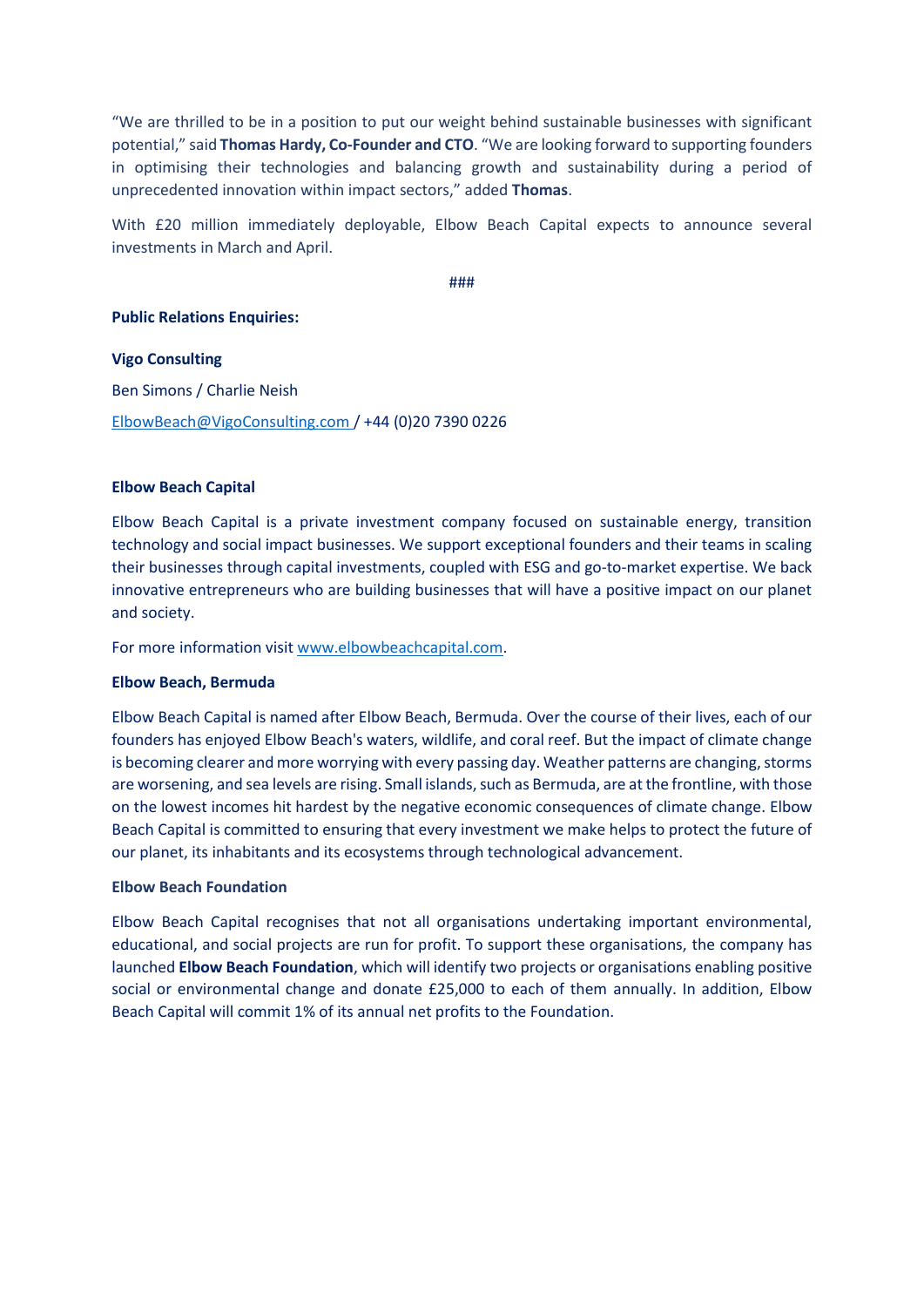"We are thrilled to be in a position to put our weight behind sustainable businesses with significant potential," said **Thomas Hardy, Co-Founder and CTO**. "We are looking forward to supporting founders in optimising their technologies and balancing growth and sustainability during a period of unprecedented innovation within impact sectors," added **Thomas**.

With £20 million immediately deployable, Elbow Beach Capital expects to announce several investments in March and April.

###

**Public Relations Enquiries:**

**Vigo Consulting**

Ben Simons / Charlie Neish

ElbowBeach@VigoConsulting.com / +44 (0)20 7390 0226

**Elbow Beach Capital**

Elbow Beach Capital is a private investment company focused on sustainable energy, transition technology and social impact businesses. We support exceptional founders and their teams in scaling their businesses through capital investments, coupled with ESG and go-to-market expertise. We back innovative entrepreneurs who are building businesses that will have a positive impact on our planet and society.

For more information visit www.elbowbeachcapital.com.

**Elbow Beach, Bermuda**

Elbow Beach Capital is named after Elbow Beach, Bermuda. Over the course of their lives, each of our founders has enjoyed Elbow Beach's waters, wildlife, and coral reef. But the impact of climate change is becoming clearer and more worrying with every passing day. Weather patterns are changing, storms are worsening, and sea levels are rising. Small islands, such as Bermuda, are at the frontline, with those on the lowest incomes hit hardest by the negative economic consequences of climate change. Elbow Beach Capital is committed to ensuring that every investment we make helps to protect the future of our planet, its inhabitants and its ecosystems through technological advancement.

**Elbow Beach Foundation**

Elbow Beach Capital recognises that not all organisations undertaking important environmental, educational, and social projects are run for profit. To support these organisations, the company has launched **Elbow Beach Foundation**, which will identify two projects or organisations enabling positive social or environmental change and donate £25,000 to each of them annually. In addition, Elbow Beach Capital will commit 1% of its annual net profits to the Foundation.